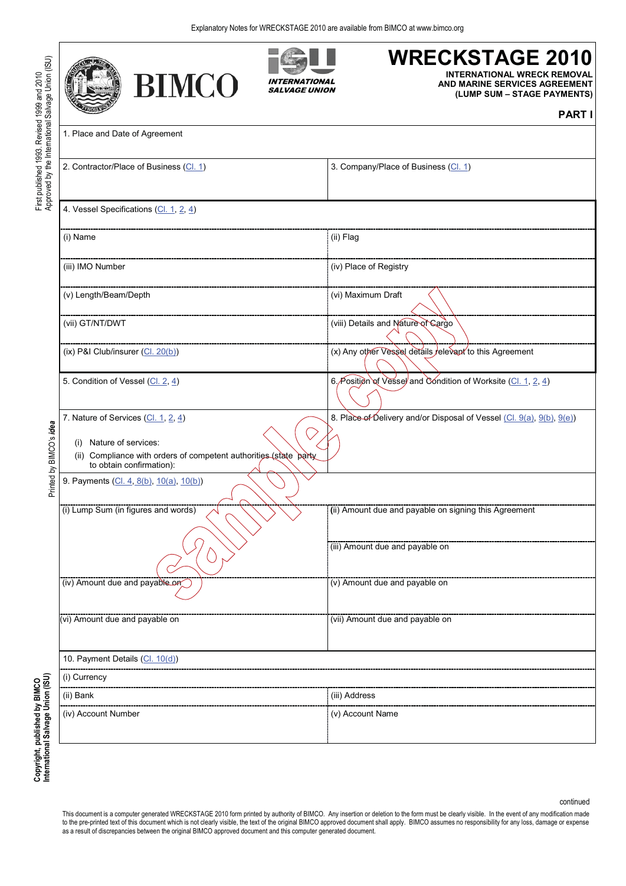Explanatory Notes for WRECKSTAGE 2010 are available from BIMCO at www.bimco.org

BIMCO | INTERNATIONAL SALVAGE UNION

# WRECKSTAGE 2010

**INTERNATIONAL WRECK REMOVAL AND MARINE SERVICES AGREEMENT (LUMP SUM – STAGE PAYMENTS)**

**PART I**

| | |
|---|---|
| 1. Place and Date of Agreement | |
| 2. Contractor/Place of Business (Cl. 1) | 3. Company/Place of Business (Cl. 1) |
| 4. Vessel Specifications (Cl. 1, 2, 4) | |
| (i) Name | (ii) Flag |
| (iii) IMO Number | (iv) Place of Registry |
| (v) Length/Beam/Depth | (vi) Maximum Draft |
| (vii) GT/NT/DWT | (viii) Details and Nature of Cargo |
| (ix) P&I Club/insurer (Cl. 20(b)) | (x) Any other Vessel details relevant to this Agreement |
| 5. Condition of Vessel (Cl. 2, 4) | 6. Position of Vessel and Condition of Worksite (Cl. 1, 2, 4) |
| 7. Nature of Services (Cl. 1, 2, 4)<br>(i) Nature of services:<br>(ii) Compliance with orders of competent authorities (state party to obtain confirmation): | 8. Place of Delivery and/or Disposal of Vessel (Cl. 9(a), 9(b), 9(e)) |
| 9. Payments (Cl. 4, 8(b), 10(a), 10(b)) | |
| (i) Lump Sum (in figures and words) | (ii) Amount due and payable on signing this Agreement<br>(iii) Amount due and payable on |
| (iv) Amount due and payable on | (v) Amount due and payable on |
| (vi) Amount due and payable on | (vii) Amount due and payable on |
| 10. Payment Details (Cl. 10(d)) | |
| (i) Currency | |
| (ii) Bank | (iii) Address |
| (iv) Account Number | (v) Account Name |

First published 1993. Revised 1999 and 2010. Approved by the International Salvage Union (ISU)

Printed by BIMCO's *idea*

Copyright, published by BIMCO International Salvage Union (ISU)

continued

This document is a computer generated WRECKSTAGE 2010 form printed by authority of BIMCO. Any insertion or deletion to the form must be clearly visible. In the event of any modification made to the pre-printed text of this document which is not clearly visible, the text of the original BIMCO approved document shall apply. BIMCO assumes no responsibility for any loss, damage or expense as a result of discrepancies between the original BIMCO approved document and this computer generated document.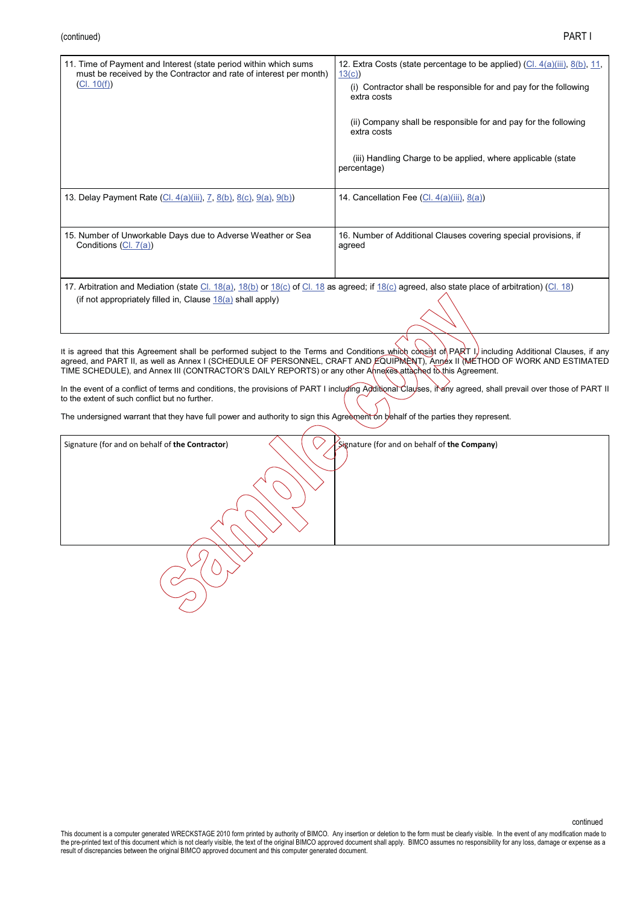(continued)

PART I

| | |
|---|---|
| 11. Time of Payment and Interest (state period within which sums must be received by the Contractor and rate of interest per month) (Cl. 10(f)) | 12. Extra Costs (state percentage to be applied) (Cl. 4(a)(iii), 8(b), 11, 13(c))<br>(i) Contractor shall be responsible for and pay for the following extra costs<br>(ii) Company shall be responsible for and pay for the following extra costs<br>(iii) Handling Charge to be applied, where applicable (state percentage) |
| 13. Delay Payment Rate (Cl. 4(a)(iii), 7, 8(b), 8(c), 9(a), 9(b)) | 14. Cancellation Fee (Cl. 4(a)(iii), 8(a)) |
| 15. Number of Unworkable Days due to Adverse Weather or Sea Conditions (Cl. 7(a)) | 16. Number of Additional Clauses covering special provisions, if agreed |

17. Arbitration and Mediation (state Cl. 18(a), 18(b) or 18(c) of Cl. 18 as agreed; if 18(c) agreed, also state place of arbitration) (Cl. 18)
(if not appropriately filled in, Clause 18(a) shall apply)

It is agreed that this Agreement shall be performed subject to the Terms and Conditions which consist of PART I, including Additional Clauses, if any agreed, and PART II, as well as Annex I (SCHEDULE OF PERSONNEL, CRAFT AND EQUIPMENT), Annex II (METHOD OF WORK AND ESTIMATED TIME SCHEDULE), and Annex III (CONTRACTOR'S DAILY REPORTS) or any other Annexes attached to this Agreement.

In the event of a conflict of terms and conditions, the provisions of PART I including Additional Clauses, if any agreed, shall prevail over those of PART II to the extent of such conflict but no further.

The undersigned warrant that they have full power and authority to sign this Agreement on behalf of the parties they represent.

| | |
|---|---|
| Signature (for and on behalf of **the Contractor**) | Signature (for and on behalf of **the Company**) |

continued

This document is a computer generated WRECKSTAGE 2010 form printed by authority of BIMCO. Any insertion or deletion to the form must be clearly visible. In the event of any modification made to the pre-printed text of this document which is not clearly visible, the text of the original BIMCO approved document shall apply. BIMCO assumes no responsibility for any loss, damage or expense as a result of discrepancies between the original BIMCO approved document and this computer generated document.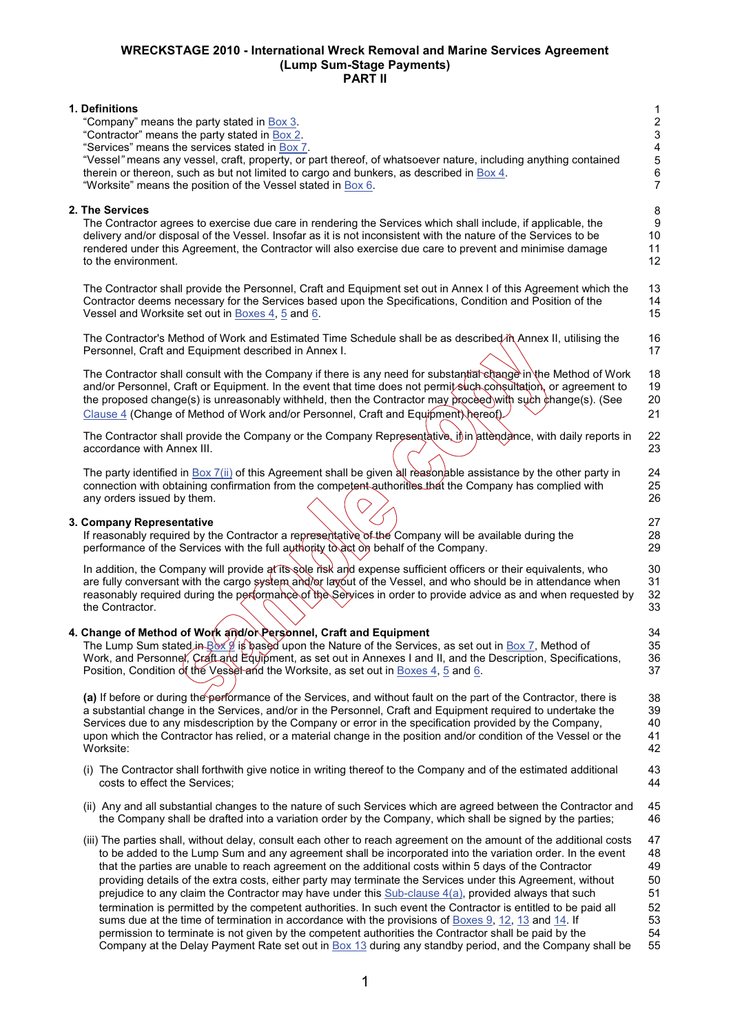# WRECKSTAGE 2010 - International Wreck Removal and Marine Services Agreement (Lump Sum-Stage Payments)
## PART II

**1. Definitions**

"Company" means the party stated in Box 3.
"Contractor" means the party stated in Box 2.
"Services" means the services stated in Box 7.
"Vessel" means any vessel, craft, property, or part thereof, of whatsoever nature, including anything contained therein or thereon, such as but not limited to cargo and bunkers, as described in Box 4.
"Worksite" means the position of the Vessel stated in Box 6.

**2. The Services**

The Contractor agrees to exercise due care in rendering the Services which shall include, if applicable, the delivery and/or disposal of the Vessel. Insofar as it is not inconsistent with the nature of the Services to be rendered under this Agreement, the Contractor will also exercise due care to prevent and minimise damage to the environment.

The Contractor shall provide the Personnel, Craft and Equipment set out in Annex I of this Agreement which the Contractor deems necessary for the Services based upon the Specifications, Condition and Position of the Vessel and Worksite set out in Boxes 4, 5 and 6.

The Contractor's Method of Work and Estimated Time Schedule shall be as described in Annex II, utilising the Personnel, Craft and Equipment described in Annex I.

The Contractor shall consult with the Company if there is any need for substantial change in the Method of Work and/or Personnel, Craft or Equipment. In the event that time does not permit such consultation, or agreement to the proposed change(s) is unreasonably withheld, then the Contractor may proceed with such change(s). (See Clause 4 (Change of Method of Work and/or Personnel, Craft and Equipment) hereof).

The Contractor shall provide the Company or the Company Representative, if in attendance, with daily reports in accordance with Annex III.

The party identified in Box 7(ii) of this Agreement shall be given all reasonable assistance by the other party in connection with obtaining confirmation from the competent authorities that the Company has complied with any orders issued by them.

**3. Company Representative**

If reasonably required by the Contractor a representative of the Company will be available during the performance of the Services with the full authority to act on behalf of the Company.

In addition, the Company will provide at its sole risk and expense sufficient officers or their equivalents, who are fully conversant with the cargo system and/or layout of the Vessel, and who should be in attendance when reasonably required during the performance of the Services in order to provide advice as and when requested by the Contractor.

**4. Change of Method of Work and/or Personnel, Craft and Equipment**

The Lump Sum stated in Box 9 is based upon the Nature of the Services, as set out in Box 7, Method of Work, and Personnel, Craft and Equipment, as set out in Annexes I and II, and the Description, Specifications, Position, Condition of the Vessel and the Worksite, as set out in Boxes 4, 5 and 6.

**(a)** If before or during the performance of the Services, and without fault on the part of the Contractor, there is a substantial change in the Services, and/or in the Personnel, Craft and Equipment required to undertake the Services due to any misdescription by the Company or error in the specification provided by the Company, upon which the Contractor has relied, or a material change in the position and/or condition of the Vessel or the Worksite:

(i) The Contractor shall forthwith give notice in writing thereof to the Company and of the estimated additional costs to effect the Services;

(ii) Any and all substantial changes to the nature of such Services which are agreed between the Contractor and the Company shall be drafted into a variation order by the Company, which shall be signed by the parties;

(iii) The parties shall, without delay, consult each other to reach agreement on the amount of the additional costs to be added to the Lump Sum and any agreement shall be incorporated into the variation order. In the event that the parties are unable to reach agreement on the additional costs within 5 days of the Contractor providing details of the extra costs, either party may terminate the Services under this Agreement, without prejudice to any claim the Contractor may have under this Sub-clause 4(a), provided always that such termination is permitted by the competent authorities. In such event the Contractor is entitled to be paid all sums due at the time of termination in accordance with the provisions of Boxes 9, 12, 13 and 14. If permission to terminate is not given by the competent authorities the Contractor shall be paid by the Company at the Delay Payment Rate set out in Box 13 during any standby period, and the Company shall be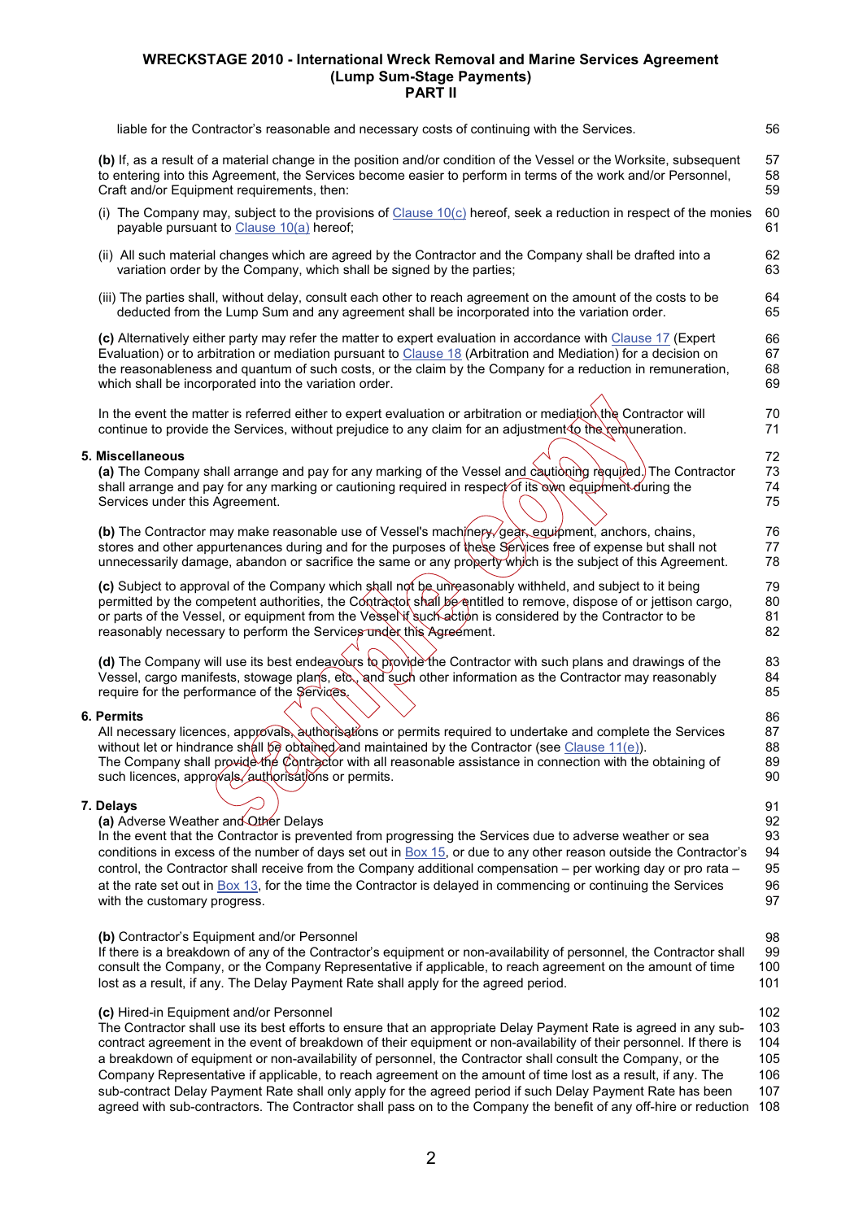liable for the Contractor's reasonable and necessary costs of continuing with the Services.

**(b)** If, as a result of a material change in the position and/or condition of the Vessel or the Worksite, subsequent to entering into this Agreement, the Services become easier to perform in terms of the work and/or Personnel, Craft and/or Equipment requirements, then:

(i) The Company may, subject to the provisions of Clause 10(c) hereof, seek a reduction in respect of the monies payable pursuant to Clause 10(a) hereof;

(ii) All such material changes which are agreed by the Contractor and the Company shall be drafted into a variation order by the Company, which shall be signed by the parties;

(iii) The parties shall, without delay, consult each other to reach agreement on the amount of the costs to be deducted from the Lump Sum and any agreement shall be incorporated into the variation order.

**(c)** Alternatively either party may refer the matter to expert evaluation in accordance with Clause 17 (Expert Evaluation) or to arbitration or mediation pursuant to Clause 18 (Arbitration and Mediation) for a decision on the reasonableness and quantum of such costs, or the claim by the Company for a reduction in remuneration, which shall be incorporated into the variation order.

In the event the matter is referred either to expert evaluation or arbitration or mediation the Contractor will continue to provide the Services, without prejudice to any claim for an adjustment to the remuneration.

## 5. Miscellaneous

**(a)** The Company shall arrange and pay for any marking of the Vessel and cautioning required. The Contractor shall arrange and pay for any marking or cautioning required in respect of its own equipment during the Services under this Agreement.

**(b)** The Contractor may make reasonable use of Vessel's machinery, gear, equipment, anchors, chains, stores and other appurtenances during and for the purposes of these Services free of expense but shall not unnecessarily damage, abandon or sacrifice the same or any property which is the subject of this Agreement.

**(c)** Subject to approval of the Company which shall not be unreasonably withheld, and subject to it being permitted by the competent authorities, the Contractor shall be entitled to remove, dispose of or jettison cargo, or parts of the Vessel, or equipment from the Vessel if such action is considered by the Contractor to be reasonably necessary to perform the Services under this Agreement.

**(d)** The Company will use its best endeavours to provide the Contractor with such plans and drawings of the Vessel, cargo manifests, stowage plans, etc., and such other information as the Contractor may reasonably require for the performance of the Services.

## 6. Permits

All necessary licences, approvals, authorisations or permits required to undertake and complete the Services without let or hindrance shall be obtained and maintained by the Contractor (see Clause 11(e)). The Company shall provide the Contractor with all reasonable assistance in connection with the obtaining of such licences, approvals, authorisations or permits.

## 7. Delays

**(a)** Adverse Weather and Other Delays

In the event that the Contractor is prevented from progressing the Services due to adverse weather or sea conditions in excess of the number of days set out in Box 15, or due to any other reason outside the Contractor's control, the Contractor shall receive from the Company additional compensation – per working day or pro rata – at the rate set out in Box 13, for the time the Contractor is delayed in commencing or continuing the Services with the customary progress.

**(b)** Contractor's Equipment and/or Personnel

If there is a breakdown of any of the Contractor's equipment or non-availability of personnel, the Contractor shall consult the Company, or the Company Representative if applicable, to reach agreement on the amount of time lost as a result, if any. The Delay Payment Rate shall apply for the agreed period.

**(c)** Hired-in Equipment and/or Personnel

The Contractor shall use its best efforts to ensure that an appropriate Delay Payment Rate is agreed in any sub-contract agreement in the event of breakdown of their equipment or non-availability of their personnel. If there is a breakdown of equipment or non-availability of personnel, the Contractor shall consult the Company, or the Company Representative if applicable, to reach agreement on the amount of time lost as a result, if any. The sub-contract Delay Payment Rate shall only apply for the agreed period if such Delay Payment Rate has been agreed with sub-contractors. The Contractor shall pass on to the Company the benefit of any off-hire or reduction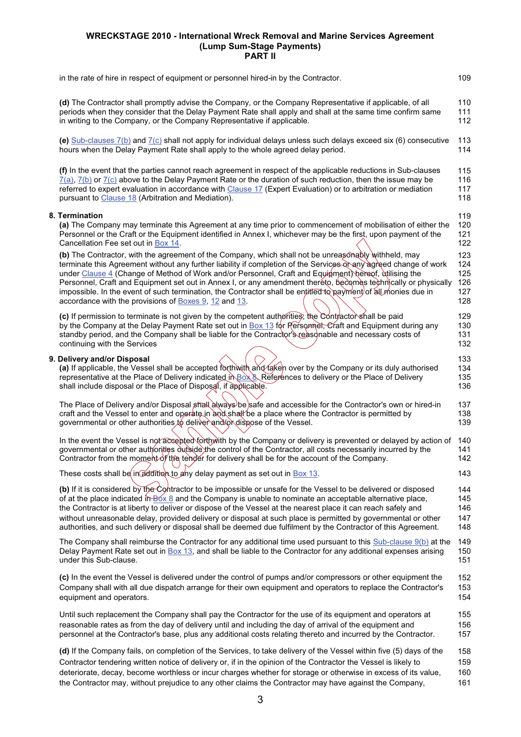in the rate of hire in respect of equipment or personnel hired-in by the Contractor.

**(d)** The Contractor shall promptly advise the Company, or the Company Representative if applicable, of all periods when they consider that the Delay Payment Rate shall apply and shall at the same time confirm same in writing to the Company, or the Company Representative if applicable.

**(e)** Sub-clauses 7(b) and 7(c) shall not apply for individual delays unless such delays exceed six (6) consecutive hours when the Delay Payment Rate shall apply to the whole agreed delay period.

**(f)** In the event that the parties cannot reach agreement in respect of the applicable reductions in Sub-clauses 7(a), 7(b) or 7(c) above to the Delay Payment Rate or the duration of such reduction, then the issue may be referred to expert evaluation in accordance with Clause 17 (Expert Evaluation) or to arbitration or mediation pursuant to Clause 18 (Arbitration and Mediation).

**8. Termination**

**(a)** The Company may terminate this Agreement at any time prior to commencement of mobilisation of either the Personnel or the Craft or the Equipment identified in Annex I, whichever may be the first, upon payment of the Cancellation Fee set out in Box 14.

**(b)** The Contractor, with the agreement of the Company, which shall not be unreasonably withheld, may terminate this Agreement without any further liability if completion of the Services or any agreed change of work under Clause 4 (Change of Method of Work and/or Personnel, Craft and Equipment) hereof, utilising the Personnel, Craft and Equipment set out in Annex I, or any amendment thereto, becomes technically or physically impossible. In the event of such termination, the Contractor shall be entitled to payment of all monies due in accordance with the provisions of Boxes 9, 12 and 13.

**(c)** If permission to terminate is not given by the competent authorities, the Contractor shall be paid by the Company at the Delay Payment Rate set out in Box 13 for Personnel, Craft and Equipment during any standby period, and the Company shall be liable for the Contractor's reasonable and necessary costs of continuing with the Services

**9. Delivery and/or Disposal**

**(a)** If applicable, the Vessel shall be accepted forthwith and taken over by the Company or its duly authorised representative at the Place of Delivery indicated in Box 8. References to delivery or the Place of Delivery shall include disposal or the Place of Disposal, if applicable.

The Place of Delivery and/or Disposal shall always be safe and accessible for the Contractor's own or hired-in craft and the Vessel to enter and operate in and shall be a place where the Contractor is permitted by governmental or other authorities to deliver and/or dispose of the Vessel.

In the event the Vessel is not accepted forthwith by the Company or delivery is prevented or delayed by action of governmental or other authorities outside the control of the Contractor, all costs necessarily incurred by the Contractor from the moment of the tender for delivery shall be for the account of the Company.

These costs shall be in addition to any delay payment as set out in Box 13.

**(b)** If it is considered by the Contractor to be impossible or unsafe for the Vessel to be delivered or disposed of at the place indicated in Box 8 and the Company is unable to nominate an acceptable alternative place, the Contractor is at liberty to deliver or dispose of the Vessel at the nearest place it can reach safely and without unreasonable delay, provided delivery or disposal at such place is permitted by governmental or other authorities, and such delivery or disposal shall be deemed due fulfilment by the Contractor of this Agreement.

The Company shall reimburse the Contractor for any additional time used pursuant to this Sub-clause 9(b) at the Delay Payment Rate set out in Box 13, and shall be liable to the Contractor for any additional expenses arising under this Sub-clause.

**(c)** In the event the Vessel is delivered under the control of pumps and/or compressors or other equipment the Company shall with all due dispatch arrange for their own equipment and operators to replace the Contractor's equipment and operators.

Until such replacement the Company shall pay the Contractor for the use of its equipment and operators at reasonable rates as from the day of delivery until and including the day of arrival of the equipment and personnel at the Contractor's base, plus any additional costs relating thereto and incurred by the Contractor.

**(d)** If the Company fails, on completion of the Services, to take delivery of the Vessel within five (5) days of the Contractor tendering written notice of delivery or, if in the opinion of the Contractor the Vessel is likely to deteriorate, decay, become worthless or incur charges whether for storage or otherwise in excess of its value, the Contractor may, without prejudice to any other claims the Contractor may have against the Company,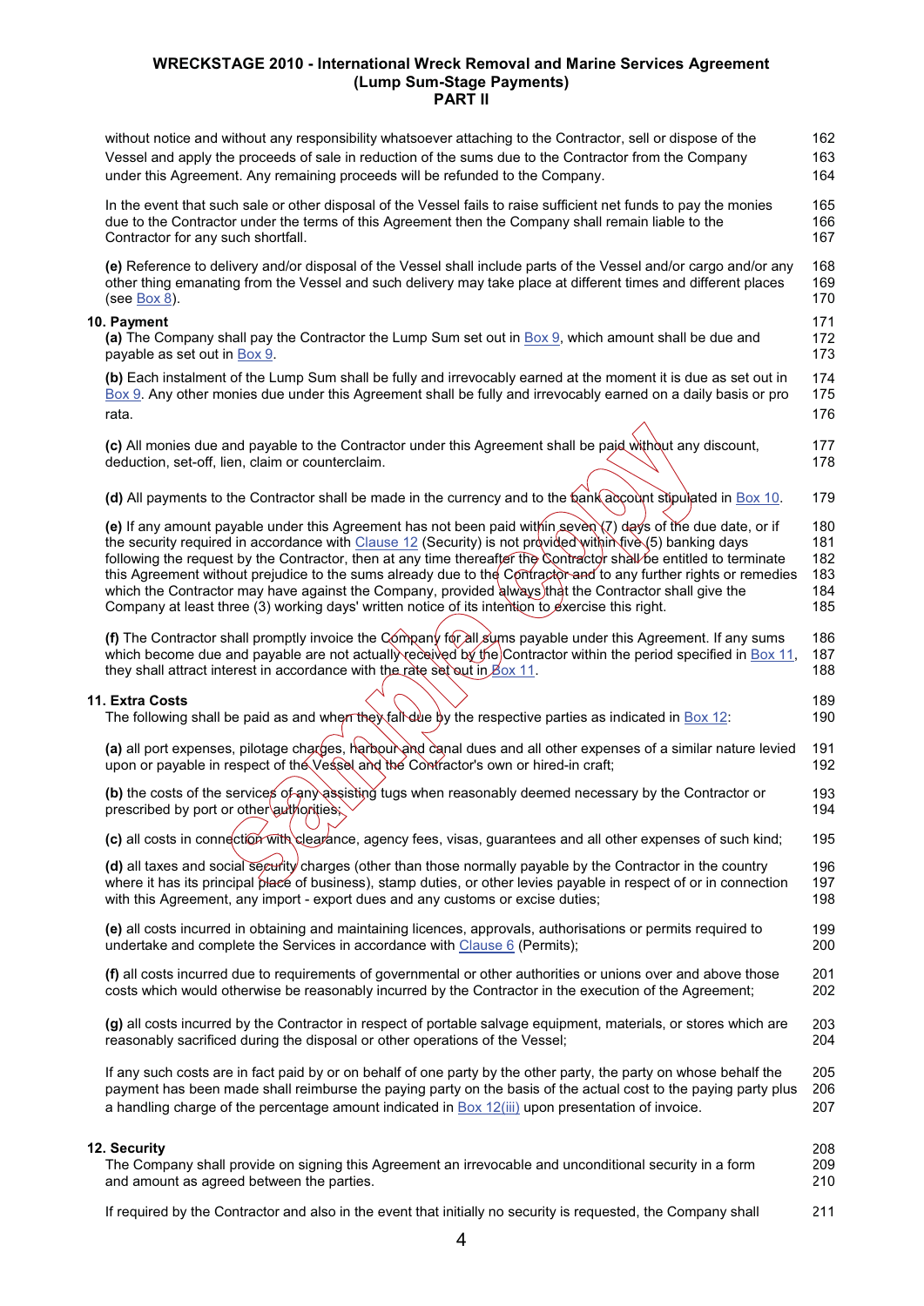without notice and without any responsibility whatsoever attaching to the Contractor, sell or dispose of the Vessel and apply the proceeds of sale in reduction of the sums due to the Contractor from the Company under this Agreement. Any remaining proceeds will be refunded to the Company.

In the event that such sale or other disposal of the Vessel fails to raise sufficient net funds to pay the monies due to the Contractor under the terms of this Agreement then the Company shall remain liable to the Contractor for any such shortfall.

**(e)** Reference to delivery and/or disposal of the Vessel shall include parts of the Vessel and/or cargo and/or any other thing emanating from the Vessel and such delivery may take place at different times and different places (see Box 8).

**10. Payment**

**(a)** The Company shall pay the Contractor the Lump Sum set out in Box 9, which amount shall be due and payable as set out in Box 9.

**(b)** Each instalment of the Lump Sum shall be fully and irrevocably earned at the moment it is due as set out in Box 9. Any other monies due under this Agreement shall be fully and irrevocably earned on a daily basis or pro rata.

**(c)** All monies due and payable to the Contractor under this Agreement shall be paid without any discount, deduction, set-off, lien, claim or counterclaim.

**(d)** All payments to the Contractor shall be made in the currency and to the bank account stipulated in Box 10.

**(e)** If any amount payable under this Agreement has not been paid within seven (7) days of the due date, or if the security required in accordance with Clause 12 (Security) is not provided within five (5) banking days following the request by the Contractor, then at any time thereafter the Contractor shall be entitled to terminate this Agreement without prejudice to the sums already due to the Contractor and to any further rights or remedies which the Contractor may have against the Company, provided always that the Contractor shall give the Company at least three (3) working days' written notice of its intention to exercise this right.

**(f)** The Contractor shall promptly invoice the Company for all sums payable under this Agreement. If any sums which become due and payable are not actually received by the Contractor within the period specified in Box 11, they shall attract interest in accordance with the rate set out in Box 11.

**11. Extra Costs**

The following shall be paid as and when they fall due by the respective parties as indicated in Box 12:

**(a)** all port expenses, pilotage charges, harbour and canal dues and all other expenses of a similar nature levied upon or payable in respect of the Vessel and the Contractor's own or hired-in craft;

**(b)** the costs of the services of any assisting tugs when reasonably deemed necessary by the Contractor or prescribed by port or other authorities;

**(c)** all costs in connection with clearance, agency fees, visas, guarantees and all other expenses of such kind;

**(d)** all taxes and social security charges (other than those normally payable by the Contractor in the country where it has its principal place of business), stamp duties, or other levies payable in respect of or in connection with this Agreement, any import - export dues and any customs or excise duties;

**(e)** all costs incurred in obtaining and maintaining licences, approvals, authorisations or permits required to undertake and complete the Services in accordance with Clause 6 (Permits);

**(f)** all costs incurred due to requirements of governmental or other authorities or unions over and above those costs which would otherwise be reasonably incurred by the Contractor in the execution of the Agreement;

**(g)** all costs incurred by the Contractor in respect of portable salvage equipment, materials, or stores which are reasonably sacrificed during the disposal or other operations of the Vessel;

If any such costs are in fact paid by or on behalf of one party by the other party, the party on whose behalf the payment has been made shall reimburse the paying party on the basis of the actual cost to the paying party plus a handling charge of the percentage amount indicated in Box 12(iii) upon presentation of invoice.

**12. Security**

The Company shall provide on signing this Agreement an irrevocable and unconditional security in a form and amount as agreed between the parties.

If required by the Contractor and also in the event that initially no security is requested, the Company shall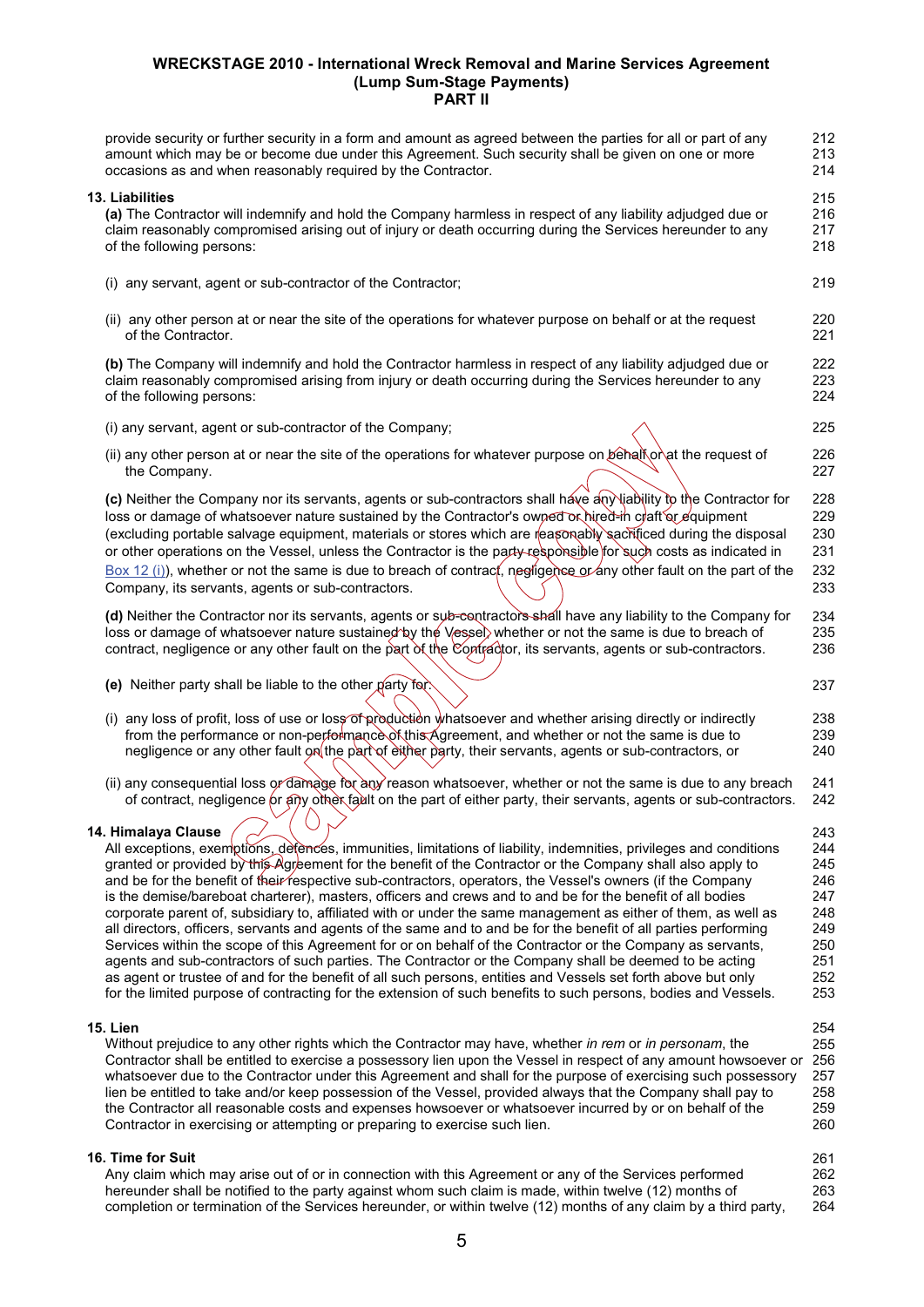provide security or further security in a form and amount as agreed between the parties for all or part of any amount which may be or become due under this Agreement. Such security shall be given on one or more occasions as and when reasonably required by the Contractor.

**13. Liabilities**

**(a)** The Contractor will indemnify and hold the Company harmless in respect of any liability adjudged due or claim reasonably compromised arising out of injury or death occurring during the Services hereunder to any of the following persons:

(i) any servant, agent or sub-contractor of the Contractor;

(ii) any other person at or near the site of the operations for whatever purpose on behalf or at the request of the Contractor.

**(b)** The Company will indemnify and hold the Contractor harmless in respect of any liability adjudged due or claim reasonably compromised arising from injury or death occurring during the Services hereunder to any of the following persons:

(i) any servant, agent or sub-contractor of the Company;

(ii) any other person at or near the site of the operations for whatever purpose on behalf or at the request of the Company.

**(c)** Neither the Company nor its servants, agents or sub-contractors shall have any liability to the Contractor for loss or damage of whatsoever nature sustained by the Contractor's owned or hired-in craft or equipment (excluding portable salvage equipment, materials or stores which are reasonably sacrificed during the disposal or other operations on the Vessel, unless the Contractor is the party responsible for such costs as indicated in Box 12 (i)), whether or not the same is due to breach of contract, negligence or any other fault on the part of the Company, its servants, agents or sub-contractors.

**(d)** Neither the Contractor nor its servants, agents or sub-contractors shall have any liability to the Company for loss or damage of whatsoever nature sustained by the Vessel, whether or not the same is due to breach of contract, negligence or any other fault on the part of the Contractor, its servants, agents or sub-contractors.

**(e)** Neither party shall be liable to the other party for:

(i) any loss of profit, loss of use or loss of production whatsoever and whether arising directly or indirectly from the performance or non-performance of this Agreement, and whether or not the same is due to negligence or any other fault on the part of either party, their servants, agents or sub-contractors, or

(ii) any consequential loss or damage for any reason whatsoever, whether or not the same is due to any breach of contract, negligence or any other fault on the part of either party, their servants, agents or sub-contractors.

**14. Himalaya Clause**

All exceptions, exemptions, defences, immunities, limitations of liability, indemnities, privileges and conditions granted or provided by this Agreement for the benefit of the Contractor or the Company shall also apply to and be for the benefit of their respective sub-contractors, operators, the Vessel's owners (if the Company is the demise/bareboat charterer), masters, officers and crews and to and be for the benefit of all bodies corporate parent of, subsidiary to, affiliated with or under the same management as either of them, as well as all directors, officers, servants and agents of the same and to and be for the benefit of all parties performing Services within the scope of this Agreement for or on behalf of the Contractor or the Company as servants, agents and sub-contractors of such parties. The Contractor or the Company shall be deemed to be acting as agent or trustee of and for the benefit of all such persons, entities and Vessels set forth above but only for the limited purpose of contracting for the extension of such benefits to such persons, bodies and Vessels.

**15. Lien**

Without prejudice to any other rights which the Contractor may have, whether *in rem* or *in personam*, the Contractor shall be entitled to exercise a possessory lien upon the Vessel in respect of any amount howsoever or whatsoever due to the Contractor under this Agreement and shall for the purpose of exercising such possessory lien be entitled to take and/or keep possession of the Vessel, provided always that the Company shall pay to the Contractor all reasonable costs and expenses howsoever or whatsoever incurred by or on behalf of the Contractor in exercising or attempting or preparing to exercise such lien.

**16. Time for Suit**

Any claim which may arise out of or in connection with this Agreement or any of the Services performed hereunder shall be notified to the party against whom such claim is made, within twelve (12) months of completion or termination of the Services hereunder, or within twelve (12) months of any claim by a third party,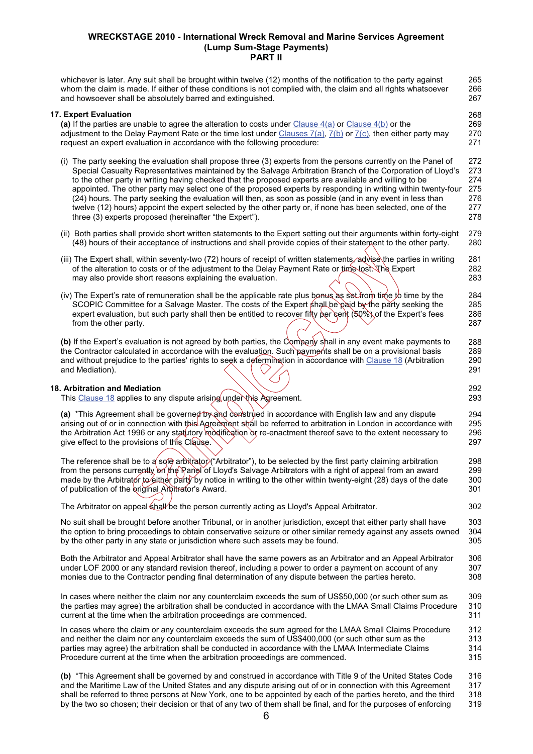whichever is later. Any suit shall be brought within twelve (12) months of the notification to the party against whom the claim is made. If either of these conditions is not complied with, the claim and all rights whatsoever and howsoever shall be absolutely barred and extinguished.

**17. Expert Evaluation**

**(a)** If the parties are unable to agree the alteration to costs under Clause 4(a) or Clause 4(b) or the adjustment to the Delay Payment Rate or the time lost under Clauses 7(a), 7(b) or 7(c), then either party may request an expert evaluation in accordance with the following procedure:

(i) The party seeking the evaluation shall propose three (3) experts from the persons currently on the Panel of Special Casualty Representatives maintained by the Salvage Arbitration Branch of the Corporation of Lloyd's to the other party in writing having checked that the proposed experts are available and willing to be appointed. The other party may select one of the proposed experts by responding in writing within twenty-four (24) hours. The party seeking the evaluation will then, as soon as possible (and in any event in less than twelve (12) hours) appoint the expert selected by the other party or, if none has been selected, one of the three (3) experts proposed (hereinafter "the Expert").

(ii) Both parties shall provide short written statements to the Expert setting out their arguments within forty-eight (48) hours of their acceptance of instructions and shall provide copies of their statement to the other party.

(iii) The Expert shall, within seventy-two (72) hours of receipt of written statements, advise the parties in writing of the alteration to costs or of the adjustment to the Delay Payment Rate or time lost. The Expert may also provide short reasons explaining the evaluation.

(iv) The Expert's rate of remuneration shall be the applicable rate plus bonus as set from time to time by the SCOPIC Committee for a Salvage Master. The costs of the Expert shall be paid by the party seeking the expert evaluation, but such party shall then be entitled to recover fifty per cent (50%) of the Expert's fees from the other party.

**(b)** If the Expert's evaluation is not agreed by both parties, the Company shall in any event make payments to the Contractor calculated in accordance with the evaluation. Such payments shall be on a provisional basis and without prejudice to the parties' rights to seek a determination in accordance with Clause 18 (Arbitration and Mediation).

**18. Arbitration and Mediation**

This Clause 18 applies to any dispute arising under this Agreement.

**(a)** *This Agreement shall be governed by and construed in accordance with English law and any dispute arising out of or in connection with this Agreement shall be referred to arbitration in London in accordance with the Arbitration Act 1996 or any statutory modification or re-enactment thereof save to the extent necessary to give effect to the provisions of this Clause.

The reference shall be to a sole arbitrator ("Arbitrator"), to be selected by the first party claiming arbitration from the persons currently on the Panel of Lloyd's Salvage Arbitrators with a right of appeal from an award made by the Arbitrator to either party by notice in writing to the other within twenty-eight (28) days of the date of publication of the original Arbitrator's Award.

The Arbitrator on appeal shall be the person currently acting as Lloyd's Appeal Arbitrator.

No suit shall be brought before another Tribunal, or in another jurisdiction, except that either party shall have the option to bring proceedings to obtain conservative seizure or other similar remedy against any assets owned by the other party in any state or jurisdiction where such assets may be found.

Both the Arbitrator and Appeal Arbitrator shall have the same powers as an Arbitrator and an Appeal Arbitrator under LOF 2000 or any standard revision thereof, including a power to order a payment on account of any monies due to the Contractor pending final determination of any dispute between the parties hereto.

In cases where neither the claim nor any counterclaim exceeds the sum of US$50,000 (or such other sum as the parties may agree) the arbitration shall be conducted in accordance with the LMAA Small Claims Procedure current at the time when the arbitration proceedings are commenced.

In cases where the claim or any counterclaim exceeds the sum agreed for the LMAA Small Claims Procedure and neither the claim nor any counterclaim exceeds the sum of US$400,000 (or such other sum as the parties may agree) the arbitration shall be conducted in accordance with the LMAA Intermediate Claims Procedure current at the time when the arbitration proceedings are commenced.

**(b)** *This Agreement shall be governed by and construed in accordance with Title 9 of the United States Code and the Maritime Law of the United States and any dispute arising out of or in connection with this Agreement shall be referred to three persons at New York, one to be appointed by each of the parties hereto, and the third by the two so chosen; their decision or that of any two of them shall be final, and for the purposes of enforcing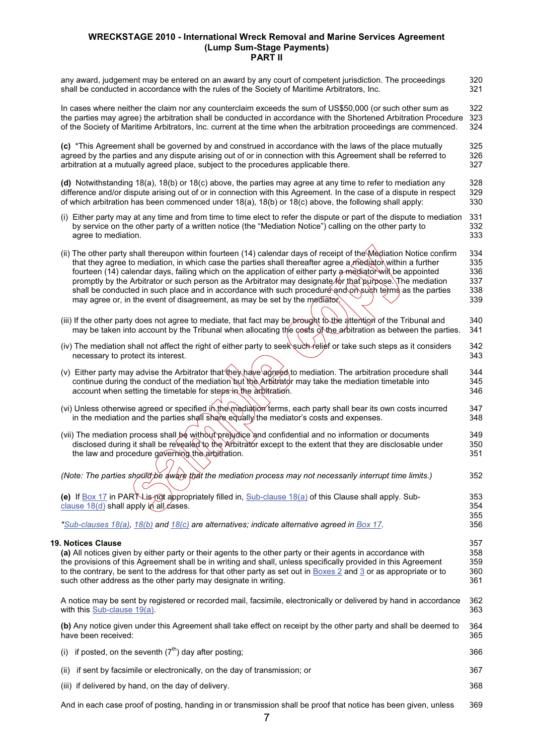any award, judgement may be entered on an award by any court of competent jurisdiction. The proceedings shall be conducted in accordance with the rules of the Society of Maritime Arbitrators, Inc.

In cases where neither the claim nor any counterclaim exceeds the sum of US$50,000 (or such other sum as the parties may agree) the arbitration shall be conducted in accordance with the Shortened Arbitration Procedure of the Society of Maritime Arbitrators, Inc. current at the time when the arbitration proceedings are commenced.

**(c)** *This Agreement shall be governed by and construed in accordance with the laws of the place mutually agreed by the parties and any dispute arising out of or in connection with this Agreement shall be referred to arbitration at a mutually agreed place, subject to the procedures applicable there.

**(d)** Notwithstanding 18(a), 18(b) or 18(c) above, the parties may agree at any time to refer to mediation any difference and/or dispute arising out of or in connection with this Agreement. In the case of a dispute in respect of which arbitration has been commenced under 18(a), 18(b) or 18(c) above, the following shall apply:

(i) Either party may at any time and from time to time elect to refer the dispute or part of the dispute to mediation by service on the other party of a written notice (the "Mediation Notice") calling on the other party to agree to mediation.

(ii) The other party shall thereupon within fourteen (14) calendar days of receipt of the Mediation Notice confirm that they agree to mediation, in which case the parties shall thereafter agree a mediator within a further fourteen (14) calendar days, failing which on the application of either party a mediator will be appointed promptly by the Arbitrator or such person as the Arbitrator may designate for that purpose. The mediation shall be conducted in such place and in accordance with such procedure and on such terms as the parties may agree or, in the event of disagreement, as may be set by the mediator.

(iii) If the other party does not agree to mediate, that fact may be brought to the attention of the Tribunal and may be taken into account by the Tribunal when allocating the costs of the arbitration as between the parties.

(iv) The mediation shall not affect the right of either party to seek such relief or take such steps as it considers necessary to protect its interest.

(v) Either party may advise the Arbitrator that they have agreed to mediation. The arbitration procedure shall continue during the conduct of the mediation but the Arbitrator may take the mediation timetable into account when setting the timetable for steps in the arbitration.

(vi) Unless otherwise agreed or specified in the mediation terms, each party shall bear its own costs incurred in the mediation and the parties shall share equally the mediator's costs and expenses.

(vii) The mediation process shall be without prejudice and confidential and no information or documents disclosed during it shall be revealed to the Arbitrator except to the extent that they are disclosable under the law and procedure governing the arbitration.

*(Note: The parties should be aware that the mediation process may not necessarily interrupt time limits.)*

**(e)** If Box 17 in PART I is not appropriately filled in, Sub-clause 18(a) of this Clause shall apply. Sub-clause 18(d) shall apply in all cases.

*\*Sub-clauses 18(a), 18(b) and 18(c) are alternatives; indicate alternative agreed in Box 17.*

**19. Notices Clause**

**(a)** All notices given by either party or their agents to the other party or their agents in accordance with the provisions of this Agreement shall be in writing and shall, unless specifically provided in this Agreement to the contrary, be sent to the address for that other party as set out in Boxes 2 and 3 or as appropriate or to such other address as the other party may designate in writing.

A notice may be sent by registered or recorded mail, facsimile, electronically or delivered by hand in accordance with this Sub-clause 19(a).

**(b)** Any notice given under this Agreement shall take effect on receipt by the other party and shall be deemed to have been received:

(i) if posted, on the seventh (7th) day after posting;

(ii) if sent by facsimile or electronically, on the day of transmission; or

(iii) if delivered by hand, on the day of delivery.

And in each case proof of posting, handing in or transmission shall be proof that notice has been given, unless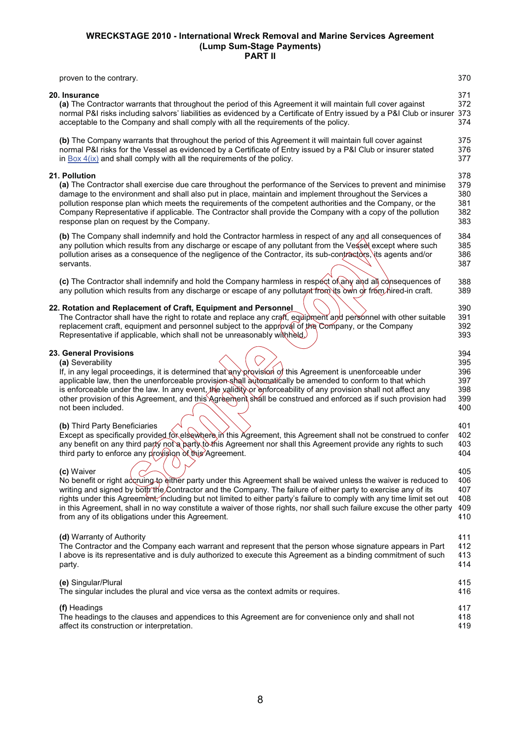proven to the contrary.

**20. Insurance**

**(a)** The Contractor warrants that throughout the period of this Agreement it will maintain full cover against normal P&I risks including salvors' liabilities as evidenced by a Certificate of Entry issued by a P&I Club or insurer acceptable to the Company and shall comply with all the requirements of the policy.

**(b)** The Company warrants that throughout the period of this Agreement it will maintain full cover against normal P&I risks for the Vessel as evidenced by a Certificate of Entry issued by a P&I Club or insurer stated in Box 4(ix) and shall comply with all the requirements of the policy.

**21. Pollution**

**(a)** The Contractor shall exercise due care throughout the performance of the Services to prevent and minimise damage to the environment and shall also put in place, maintain and implement throughout the Services a pollution response plan which meets the requirements of the competent authorities and the Company, or the Company Representative if applicable. The Contractor shall provide the Company with a copy of the pollution response plan on request by the Company.

**(b)** The Company shall indemnify and hold the Contractor harmless in respect of any and all consequences of any pollution which results from any discharge or escape of any pollutant from the Vessel except where such pollution arises as a consequence of the negligence of the Contractor, its sub-contractors, its agents and/or servants.

**(c)** The Contractor shall indemnify and hold the Company harmless in respect of any and all consequences of any pollution which results from any discharge or escape of any pollutant from its own or from hired-in craft.

**22. Rotation and Replacement of Craft, Equipment and Personnel**

The Contractor shall have the right to rotate and replace any craft, equipment and personnel with other suitable replacement craft, equipment and personnel subject to the approval of the Company, or the Company Representative if applicable, which shall not be unreasonably withheld.

**23. General Provisions**

**(a)** Severability

If, in any legal proceedings, it is determined that any provision of this Agreement is unenforceable under applicable law, then the unenforceable provision shall automatically be amended to conform to that which is enforceable under the law. In any event, the validity or enforceability of any provision shall not affect any other provision of this Agreement, and this Agreement shall be construed and enforced as if such provision had not been included.

**(b)** Third Party Beneficiaries

Except as specifically provided for elsewhere in this Agreement, this Agreement shall not be construed to confer any benefit on any third party not a party to this Agreement nor shall this Agreement provide any rights to such third party to enforce any provision of this Agreement.

**(c)** Waiver

No benefit or right accruing to either party under this Agreement shall be waived unless the waiver is reduced to writing and signed by both the Contractor and the Company. The failure of either party to exercise any of its rights under this Agreement, including but not limited to either party's failure to comply with any time limit set out in this Agreement, shall in no way constitute a waiver of those rights, nor shall such failure excuse the other party from any of its obligations under this Agreement.

**(d)** Warranty of Authority

The Contractor and the Company each warrant and represent that the person whose signature appears in Part I above is its representative and is duly authorized to execute this Agreement as a binding commitment of such party.

**(e)** Singular/Plural

The singular includes the plural and vice versa as the context admits or requires.

**(f)** Headings

The headings to the clauses and appendices to this Agreement are for convenience only and shall not affect its construction or interpretation.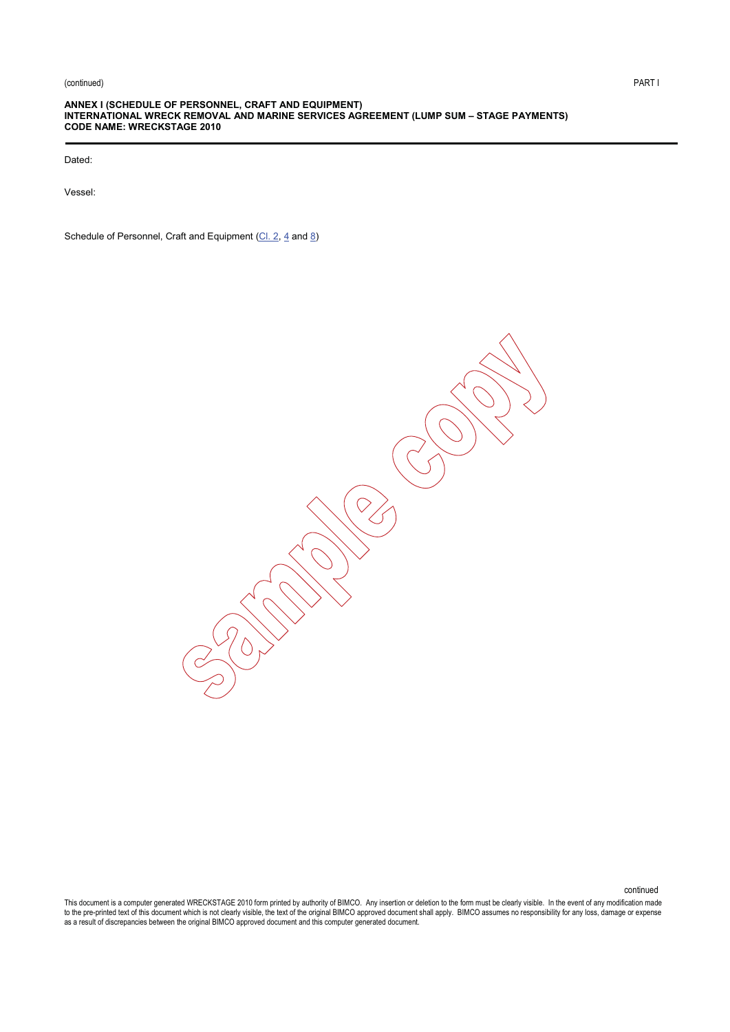(continued) PART I

**ANNEX I (SCHEDULE OF PERSONNEL, CRAFT AND EQUIPMENT)**
**INTERNATIONAL WRECK REMOVAL AND MARINE SERVICES AGREEMENT (LUMP SUM – STAGE PAYMENTS)**
**CODE NAME: WRECKSTAGE 2010**

---

Dated:

Vessel:

Schedule of Personnel, Craft and Equipment (Cl. 2, 4 and 8)

continued

This document is a computer generated WRECKSTAGE 2010 form printed by authority of BIMCO. Any insertion or deletion to the form must be clearly visible. In the event of any modification made to the pre-printed text of this document which is not clearly visible, the text of the original BIMCO approved document shall apply. BIMCO assumes no responsibility for any loss, damage or expense as a result of discrepancies between the original BIMCO approved document and this computer generated document.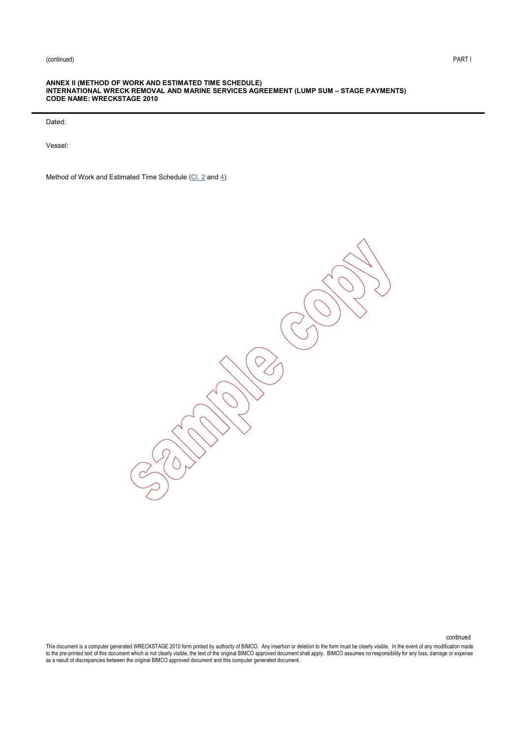**ANNEX II (METHOD OF WORK AND ESTIMATED TIME SCHEDULE)**
**INTERNATIONAL WRECK REMOVAL AND MARINE SERVICES AGREEMENT (LUMP SUM – STAGE PAYMENTS)**
**CODE NAME: WRECKSTAGE 2010**

Dated:

Vessel:

Method of Work and Estimated Time Schedule (Cl. 2 and 4)

continued

This document is a computer generated WRECKSTAGE 2010 form printed by authority of BIMCO. Any insertion or deletion to the form must be clearly visible. In the event of any modification made to the pre-printed text of this document which is not clearly visible, the text of the original BIMCO approved document shall apply. BIMCO assumes no responsibility for any loss, damage or expense as a result of discrepancies between the original BIMCO approved document and this computer generated document.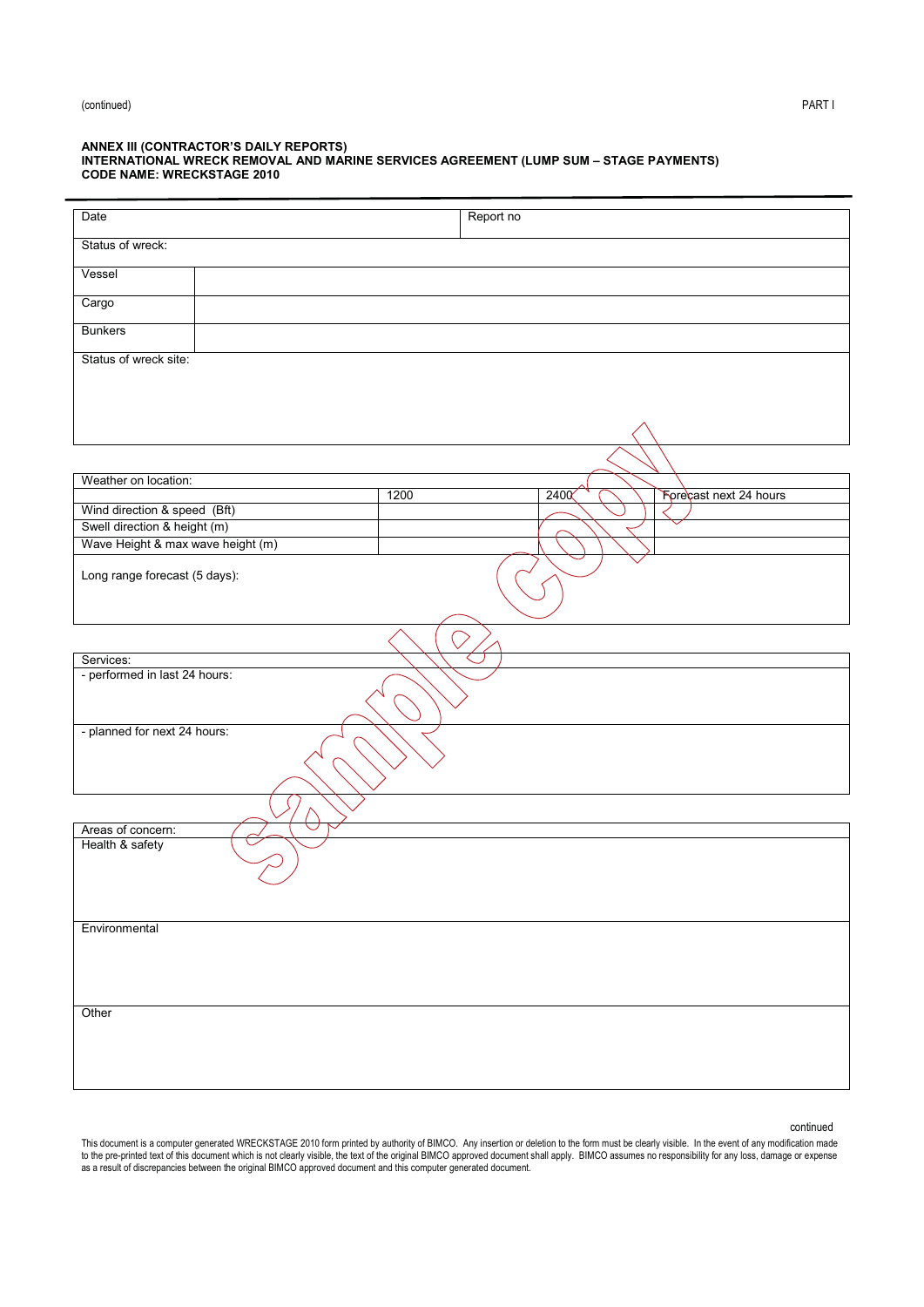(continued) PART I

**ANNEX III (CONTRACTOR'S DAILY REPORTS)**
**INTERNATIONAL WRECK REMOVAL AND MARINE SERVICES AGREEMENT (LUMP SUM – STAGE PAYMENTS)**
**CODE NAME: WRECKSTAGE 2010**

| | |
|---|---|
| Date | Report no |

Status of wreck:

| | |
|---|---|
| Vessel | |
| Cargo | |
| Bunkers | |

Status of wreck site:

Weather on location:

| | 1200 | 2400 | Forecast next 24 hours |
|---|---|---|---|
| Wind direction & speed (Bft) | | | |
| Swell direction & height (m) | | | |
| Wave Height & max wave height (m) | | | |

Long range forecast (5 days):

Services:
- performed in last 24 hours:
- planned for next 24 hours:

Areas of concern:

Health & safety

Environmental

Other

continued

This document is a computer generated WRECKSTAGE 2010 form printed by authority of BIMCO. Any insertion or deletion to the form must be clearly visible. In the event of any modification made to the pre-printed text of this document which is not clearly visible, the text of the original BIMCO approved document shall apply. BIMCO assumes no responsibility for any loss, damage or expense as a result of discrepancies between the original BIMCO approved document and this computer generated document.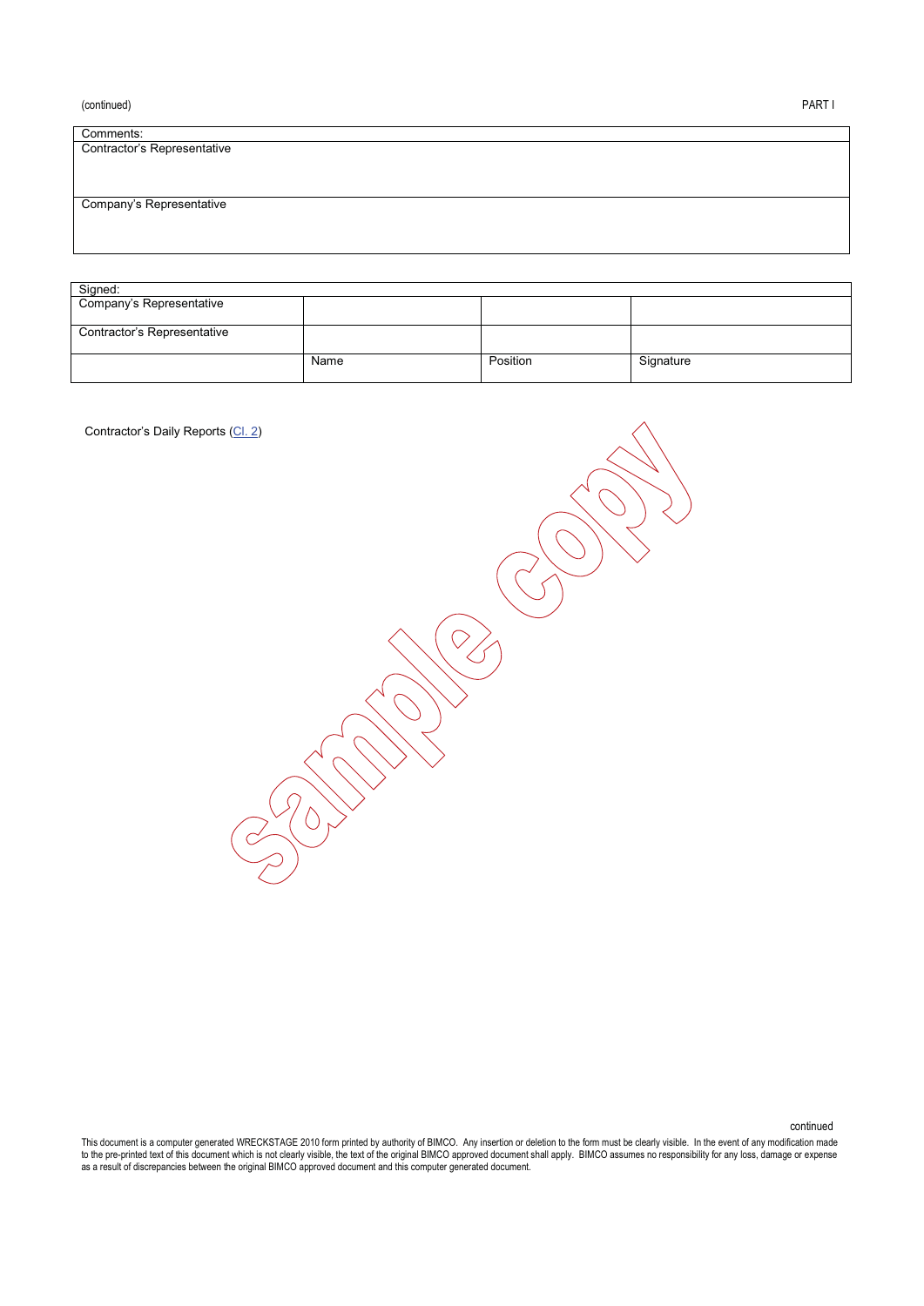(continued)

PART I

| Comments: |
|---|
| Contractor's Representative |
| Company's Representative |

| Signed: | | | |
|---|---|---|---|
| Company's Representative | | | |
| Contractor's Representative | | | |
| | Name | Position | Signature |

Contractor's Daily Reports (Cl. 2)

continued

This document is a computer generated WRECKSTAGE 2010 form printed by authority of BIMCO. Any insertion or deletion to the form must be clearly visible. In the event of any modification made to the pre-printed text of this document which is not clearly visible, the text of the original BIMCO approved document shall apply. BIMCO assumes no responsibility for any loss, damage or expense as a result of discrepancies between the original BIMCO approved document and this computer generated document.